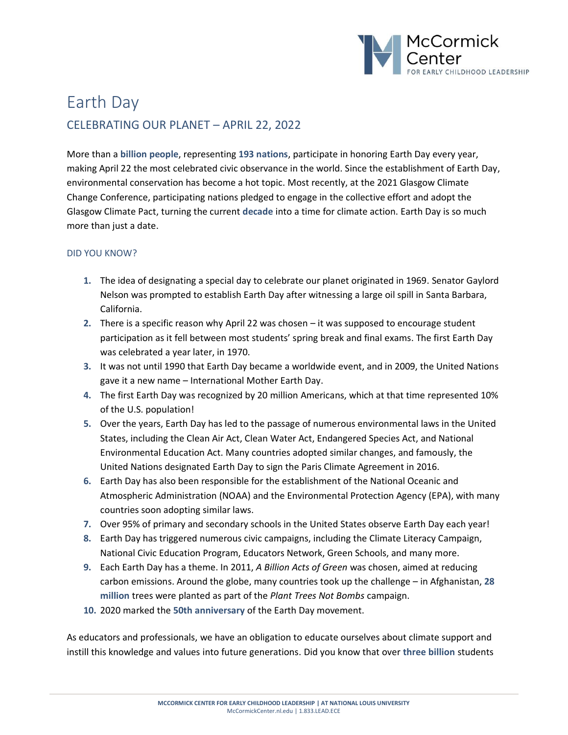# Earth Day

## CELEBRATING OUR PLANET – APRIL 22, 2022

More than a **billion people**, representing **193 nations**, participate in honoring Earth Day every year, making April 22 the most celebrated civic observance in the world. Since the establishment of Earth Day, environmental conservation has become a hot topic. Most recently, at the 2021 Glasgow Climate Change Conference, participating nations pledged to engage in the collective effort and adopt the Glasgow Climate Pact, turning the current **decade** into a time for climate action. Earth Day is so much more than just a date.

### DID YOU KNOW?

1. The idea of designating a special day to celebrate our planet originated in 1969. Senator Gaylord Nelson was prompted to establish Earth Day after witnessing a large oil spill in Santa Barbara, California.
2. There is a specific reason why April 22 was chosen – it was supposed to encourage student participation as it fell between most students' spring break and final exams. The first Earth Day was celebrated a year later, in 1970.
3. It was not until 1990 that Earth Day became a worldwide event, and in 2009, the United Nations gave it a new name – International Mother Earth Day.
4. The first Earth Day was recognized by 20 million Americans, which at that time represented 10% of the U.S. population!
5. Over the years, Earth Day has led to the passage of numerous environmental laws in the United States, including the Clean Air Act, Clean Water Act, Endangered Species Act, and National Environmental Education Act. Many countries adopted similar changes, and famously, the United Nations designated Earth Day to sign the Paris Climate Agreement in 2016.
6. Earth Day has also been responsible for the establishment of the National Oceanic and Atmospheric Administration (NOAA) and the Environmental Protection Agency (EPA), with many countries soon adopting similar laws.
7. Over 95% of primary and secondary schools in the United States observe Earth Day each year!
8. Earth Day has triggered numerous civic campaigns, including the Climate Literacy Campaign, National Civic Education Program, Educators Network, Green Schools, and many more.
9. Each Earth Day has a theme. In 2011, *A Billion Acts of Green* was chosen, aimed at reducing carbon emissions. Around the globe, many countries took up the challenge – in Afghanistan, **28 million** trees were planted as part of the *Plant Trees Not Bombs* campaign.
10. 2020 marked the **50th anniversary** of the Earth Day movement.

As educators and professionals, we have an obligation to educate ourselves about climate support and instill this knowledge and values into future generations. Did you know that over **three billion** students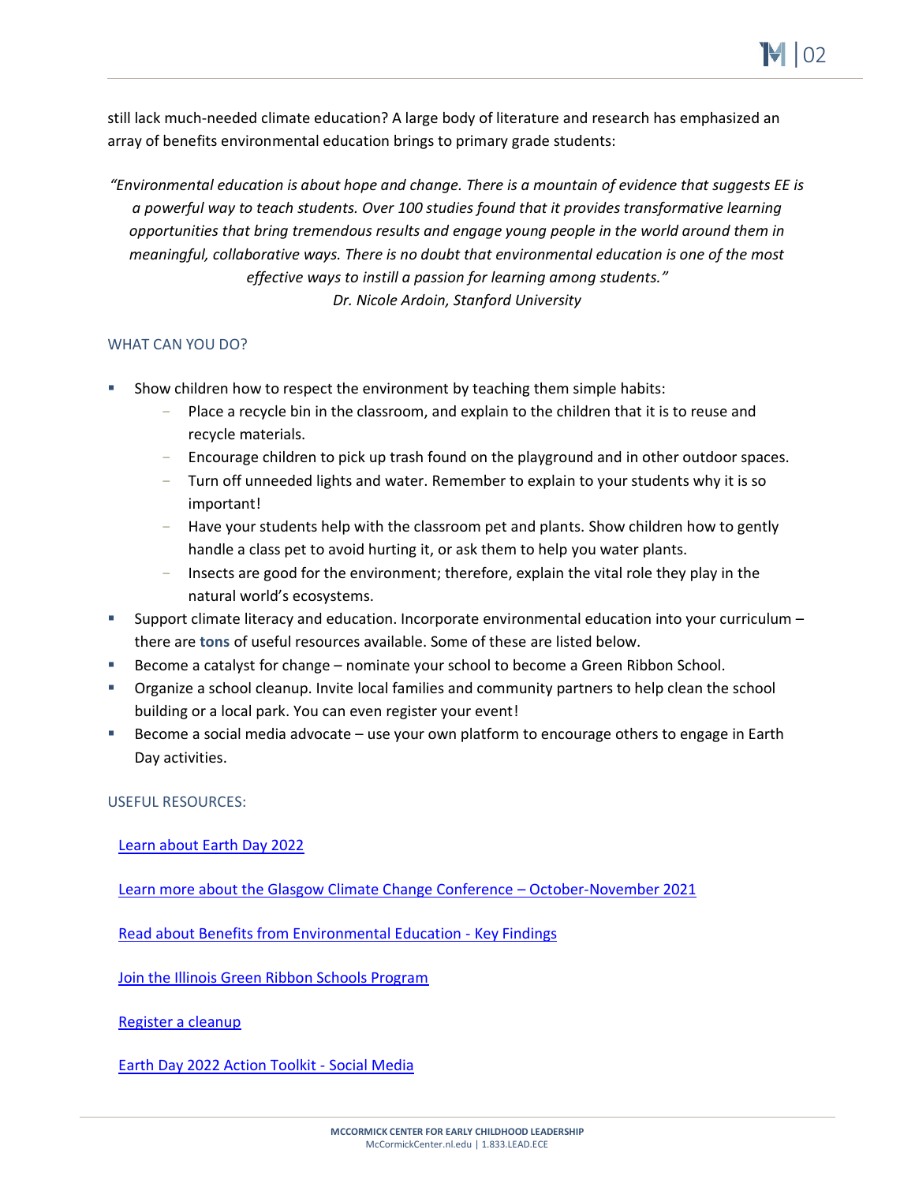still lack much-needed climate education? A large body of literature and research has emphasized an array of benefits environmental education brings to primary grade students:

> *"Environmental education is about hope and change. There is a mountain of evidence that suggests EE is a powerful way to teach students. Over 100 studies found that it provides transformative learning opportunities that bring tremendous results and engage young people in the world around them in meaningful, collaborative ways. There is no doubt that environmental education is one of the most effective ways to instill a passion for learning among students."*
> *Dr. Nicole Ardoin, Stanford University*

## WHAT CAN YOU DO?

- Show children how to respect the environment by teaching them simple habits:
  - Place a recycle bin in the classroom, and explain to the children that it is to reuse and recycle materials.
  - Encourage children to pick up trash found on the playground and in other outdoor spaces.
  - Turn off unneeded lights and water. Remember to explain to your students why it is so important!
  - Have your students help with the classroom pet and plants. Show children how to gently handle a class pet to avoid hurting it, or ask them to help you water plants.
  - Insects are good for the environment; therefore, explain the vital role they play in the natural world's ecosystems.
- Support climate literacy and education. Incorporate environmental education into your curriculum – there are **tons** of useful resources available. Some of these are listed below.
- Become a catalyst for change – nominate your school to become a Green Ribbon School.
- Organize a school cleanup. Invite local families and community partners to help clean the school building or a local park. You can even register your event!
- Become a social media advocate – use your own platform to encourage others to engage in Earth Day activities.

## USEFUL RESOURCES:

Learn about Earth Day 2022

Learn more about the Glasgow Climate Change Conference – October-November 2021

Read about Benefits from Environmental Education - Key Findings

Join the Illinois Green Ribbon Schools Program

Register a cleanup

Earth Day 2022 Action Toolkit - Social Media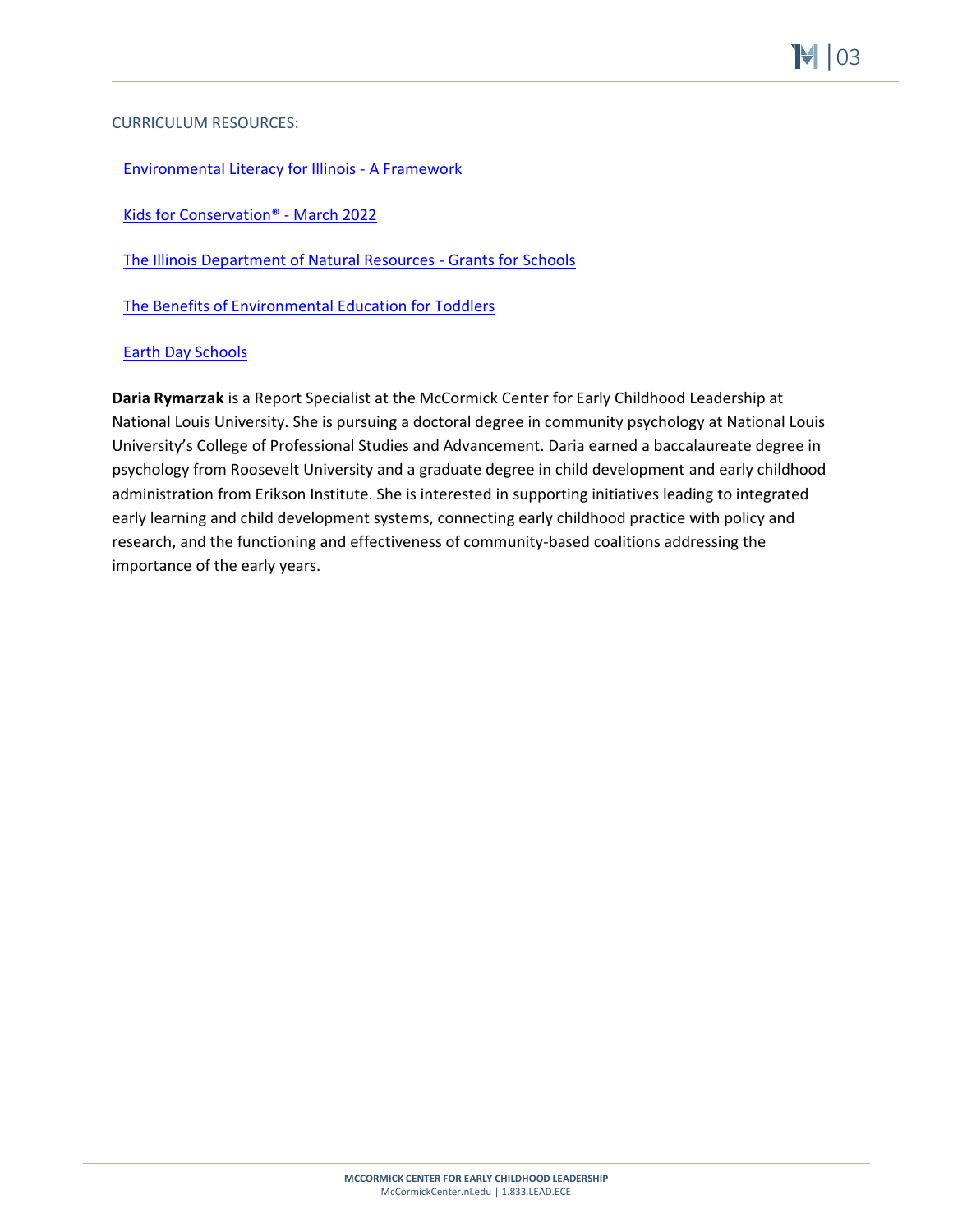CURRICULUM RESOURCES:

Environmental Literacy for Illinois - A Framework

Kids for Conservation® - March 2022

The Illinois Department of Natural Resources - Grants for Schools

The Benefits of Environmental Education for Toddlers

Earth Day Schools

**Daria Rymarzak** is a Report Specialist at the McCormick Center for Early Childhood Leadership at National Louis University. She is pursuing a doctoral degree in community psychology at National Louis University's College of Professional Studies and Advancement. Daria earned a baccalaureate degree in psychology from Roosevelt University and a graduate degree in child development and early childhood administration from Erikson Institute. She is interested in supporting initiatives leading to integrated early learning and child development systems, connecting early childhood practice with policy and research, and the functioning and effectiveness of community-based coalitions addressing the importance of the early years.